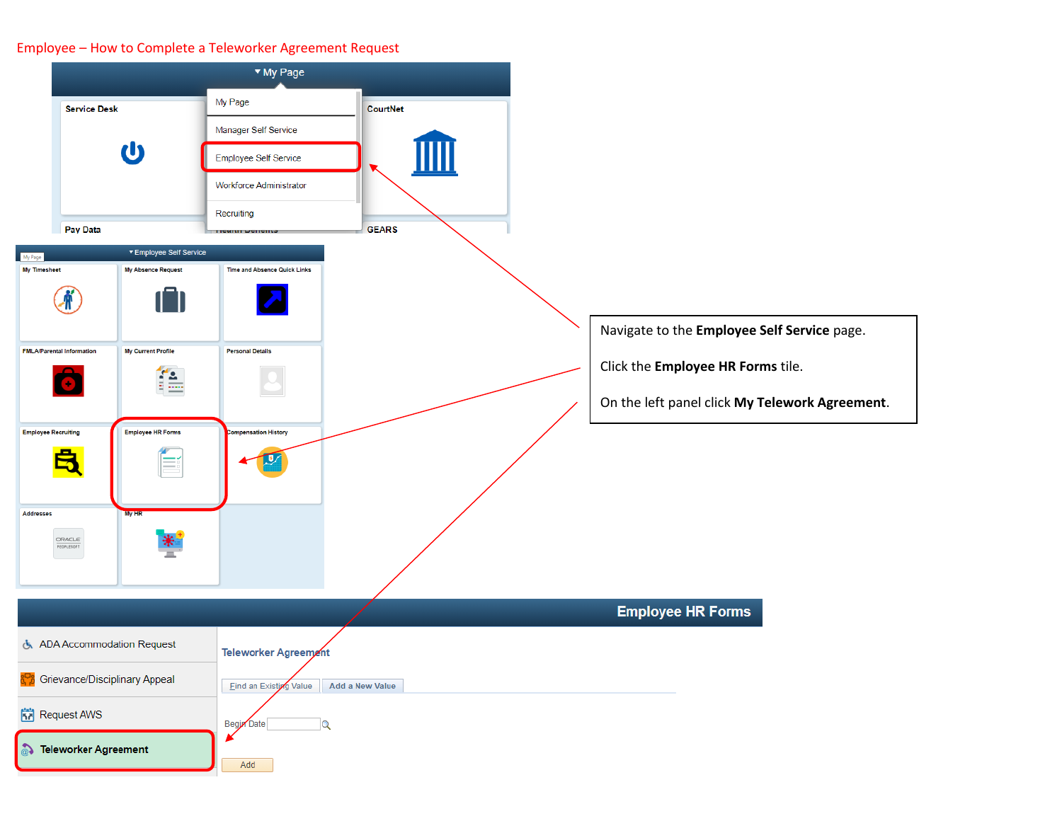# Employee – How to Complete a Teleworker Agreement Request

▾ My Page

- My Page
- Manager Self Service
- Employee Self Service
- Workforce Administrator
- Recruiting

Service Desk

CourtNet

Pay Data

Health Benefits

GEARS

My Page

▾ Employee Self Service

| My Timesheet | My Absence Request | Time and Absence Quick Links |
|---|---|---|
| FMLA/Parental Information | My Current Profile | Personal Details |
| Employee Recruiting | Employee HR Forms | Compensation History |
| Addresses | My HR | |

Navigate to the **Employee Self Service** page.

Click the **Employee HR Forms** tile.

On the left panel click **My Telework Agreement**.

## Employee HR Forms

- ADA Accommodation Request
- Grievance/Disciplinary Appeal
- Request AWS
- **Teleworker Agreement**

Teleworker Agreement

Find an Existing Value | Add a New Value

Begin Date

Add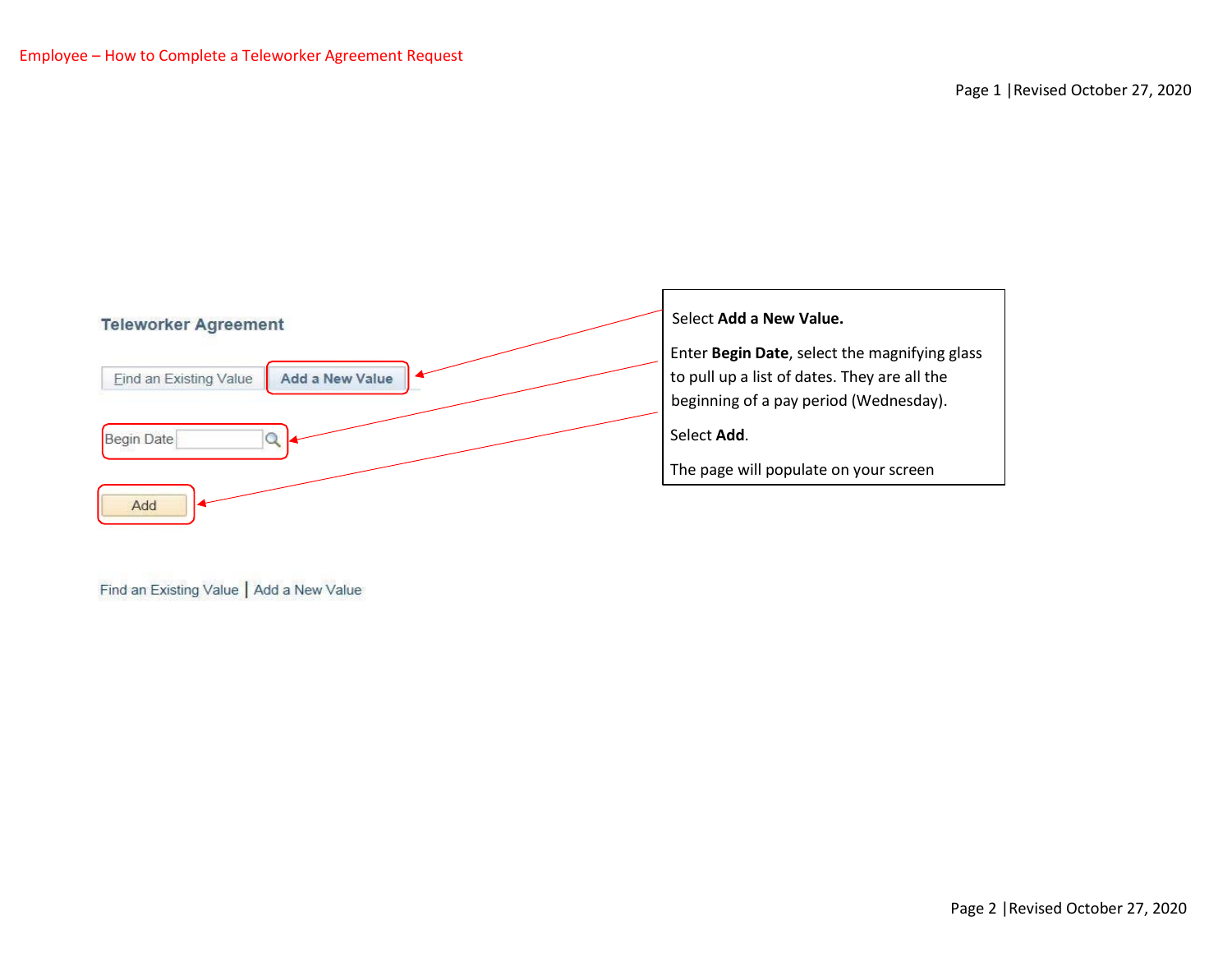Teleworker Agreement

Find an Existing Value | Add a New Value

Begin Date

Add

Find an Existing Value | Add a New Value

Select **Add a New Value.**

Enter **Begin Date**, select the magnifying glass to pull up a list of dates. They are all the beginning of a pay period (Wednesday).

Select **Add**.

The page will populate on your screen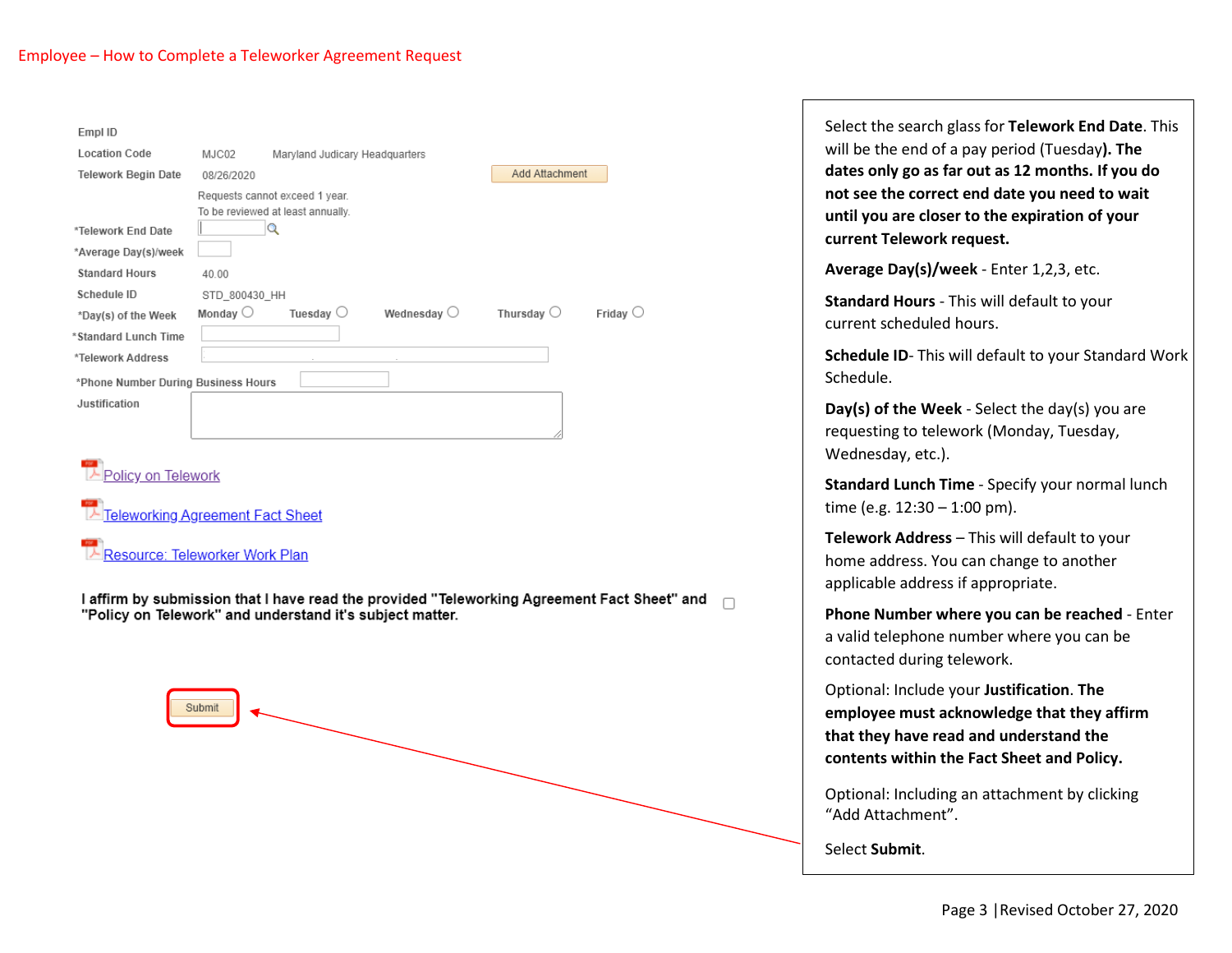Employee – How to Complete a Teleworker Agreement Request

Empl ID

Location Code MJC02 Maryland Judicary Headquarters

Telework Begin Date 08/26/2020

Add Attachment

Requests cannot exceed 1 year.
To be reviewed at least annually.

*Telework End Date

*Average Day(s)/week

Standard Hours 40.00

Schedule ID STD_800430_HH

*Day(s) of the Week Monday Tuesday Wednesday Thursday Friday

*Standard Lunch Time

*Telework Address

*Phone Number During Business Hours

Justification

Policy on Telework

Teleworking Agreement Fact Sheet

Resource: Teleworker Work Plan

I affirm by submission that I have read the provided "Teleworking Agreement Fact Sheet" and "Policy on Telework" and understand it's subject matter.

Submit

Select the search glass for **Telework End Date**. This will be the end of a pay period (Tuesday**). The dates only go as far out as 12 months. If you do not see the correct end date you need to wait until you are closer to the expiration of your current Telework request.**

**Average Day(s)/week** - Enter 1,2,3, etc.

**Standard Hours** - This will default to your current scheduled hours.

**Schedule ID**- This will default to your Standard Work Schedule.

**Day(s) of the Week** - Select the day(s) you are requesting to telework (Monday, Tuesday, Wednesday, etc.).

**Standard Lunch Time** - Specify your normal lunch time (e.g. 12:30 – 1:00 pm).

**Telework Address** – This will default to your home address. You can change to another applicable address if appropriate.

**Phone Number where you can be reached** - Enter a valid telephone number where you can be contacted during telework.

Optional: Include your **Justification**. **The employee must acknowledge that they affirm that they have read and understand the contents within the Fact Sheet and Policy.**

Optional: Including an attachment by clicking "Add Attachment".

Select **Submit**.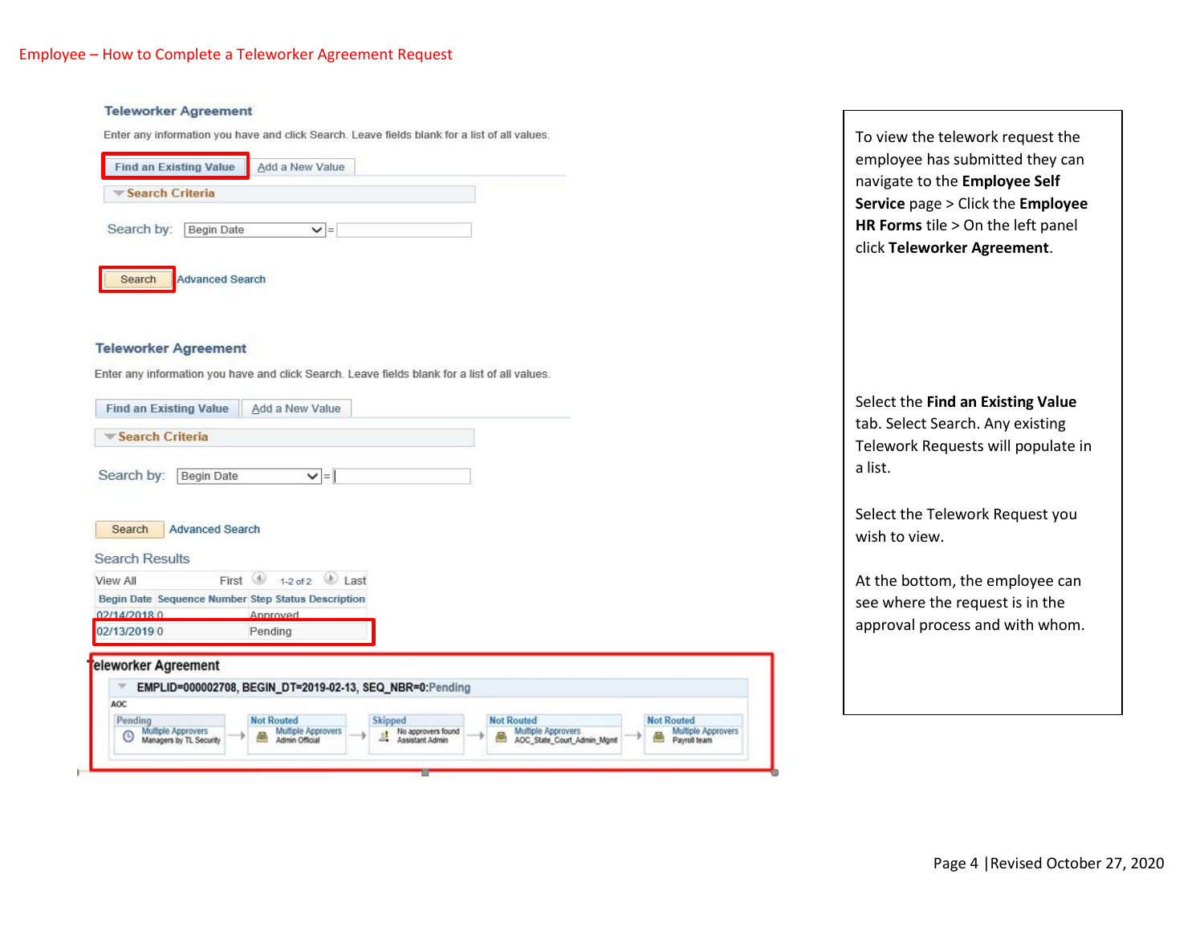Employee – How to Complete a Teleworker Agreement Request

**Teleworker Agreement**

Enter any information you have and click Search. Leave fields blank for a list of all values.

Find an Existing Value | Add a New Value

Search Criteria

Search by: Begin Date =

Search | Advanced Search

To view the telework request the employee has submitted they can navigate to the **Employee Self Service** page > Click the **Employee HR Forms** tile > On the left panel click **Teleworker Agreement**.

**Teleworker Agreement**

Enter any information you have and click Search. Leave fields blank for a list of all values.

Find an Existing Value | Add a New Value

Search Criteria

Search by: Begin Date =

Search | Advanced Search

Search Results

View All First 1-2 of 2 Last

| Begin Date | Sequence Number | Step Status Description |
|---|---|---|
| 02/14/2018 | 0 | Approved |
| 02/13/2019 | 0 | Pending |

Select the **Find an Existing Value** tab. Select Search. Any existing Telework Requests will populate in a list.

Select the Telework Request you wish to view.

Teleworker Agreement

EMPLID=000002708, BEGIN_DT=2019-02-13, SEQ_NBR=0:Pending

AOC

Pending – Multiple Approvers, Managers by TL Security → Not Routed – Multiple Approvers, Admin Official → Skipped – No approvers found, Assistant Admin → Not Routed – Multiple Approvers, AOC_State_Court_Admin_Mgmt → Not Routed – Multiple Approvers, Payroll team

At the bottom, the employee can see where the request is in the approval process and with whom.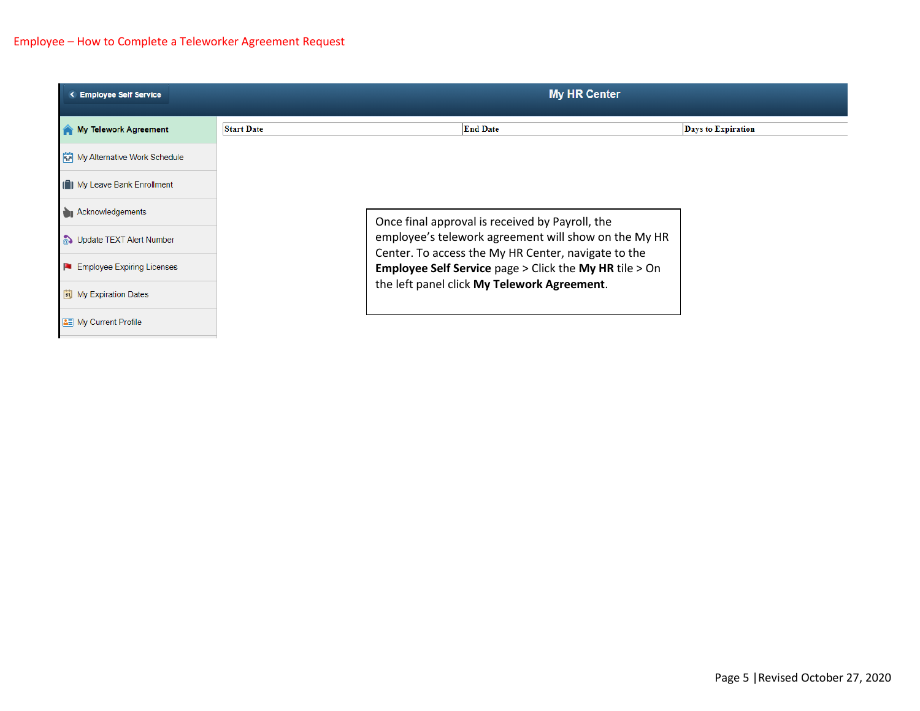Employee – How to Complete a Teleworker Agreement Request

Employee Self Service

My HR Center

- My Telework Agreement
- My Alternative Work Schedule
- My Leave Bank Enrollment
- Acknowledgements
- Update TEXT Alert Number
- Employee Expiring Licenses
- My Expiration Dates
- My Current Profile

| Start Date | End Date | Days to Expiration |
|---|---|---|

Once final approval is received by Payroll, the employee's telework agreement will show on the My HR Center. To access the My HR Center, navigate to the **Employee Self Service** page > Click the **My HR** tile > On the left panel click **My Telework Agreement**.

Revised October 27, 2020